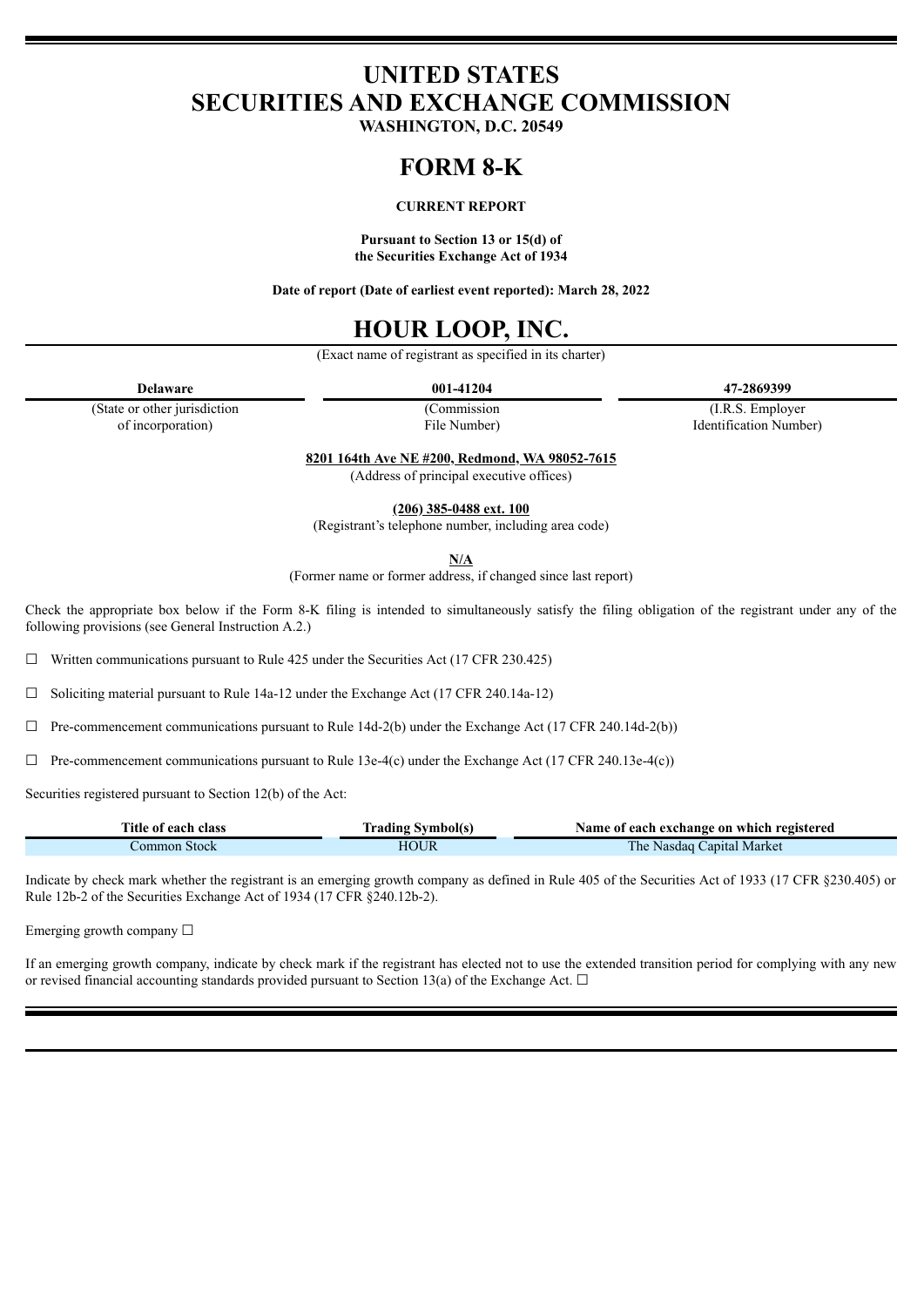# UNITED STATES
# SECURITIES AND EXCHANGE COMMISSION

**WASHINGTON, D.C. 20549**

# FORM 8-K

**CURRENT REPORT**

**Pursuant to Section 13 or 15(d) of the Securities Exchange Act of 1934**

**Date of report (Date of earliest event reported): March 28, 2022**

# HOUR LOOP, INC.

(Exact name of registrant as specified in its charter)

| **Delaware** | **001-41204** | **47-2869399** |
|---|---|---|
| (State or other jurisdiction of incorporation) | (Commission File Number) | (I.R.S. Employer Identification Number) |

**8201 164th Ave NE #200, Redmond, WA 98052-7615**
(Address of principal executive offices)

**(206) 385-0488 ext. 100**
(Registrant's telephone number, including area code)

**N/A**
(Former name or former address, if changed since last report)

Check the appropriate box below if the Form 8-K filing is intended to simultaneously satisfy the filing obligation of the registrant under any of the following provisions (see General Instruction A.2.)

☐ Written communications pursuant to Rule 425 under the Securities Act (17 CFR 230.425)

☐ Soliciting material pursuant to Rule 14a-12 under the Exchange Act (17 CFR 240.14a-12)

☐ Pre-commencement communications pursuant to Rule 14d-2(b) under the Exchange Act (17 CFR 240.14d-2(b))

☐ Pre-commencement communications pursuant to Rule 13e-4(c) under the Exchange Act (17 CFR 240.13e-4(c))

Securities registered pursuant to Section 12(b) of the Act:

| Title of each class | Trading Symbol(s) | Name of each exchange on which registered |
|---|---|---|
| Common Stock | HOUR | The Nasdaq Capital Market |

Indicate by check mark whether the registrant is an emerging growth company as defined in Rule 405 of the Securities Act of 1933 (17 CFR §230.405) or Rule 12b-2 of the Securities Exchange Act of 1934 (17 CFR §240.12b-2).

Emerging growth company ☐

If an emerging growth company, indicate by check mark if the registrant has elected not to use the extended transition period for complying with any new or revised financial accounting standards provided pursuant to Section 13(a) of the Exchange Act. ☐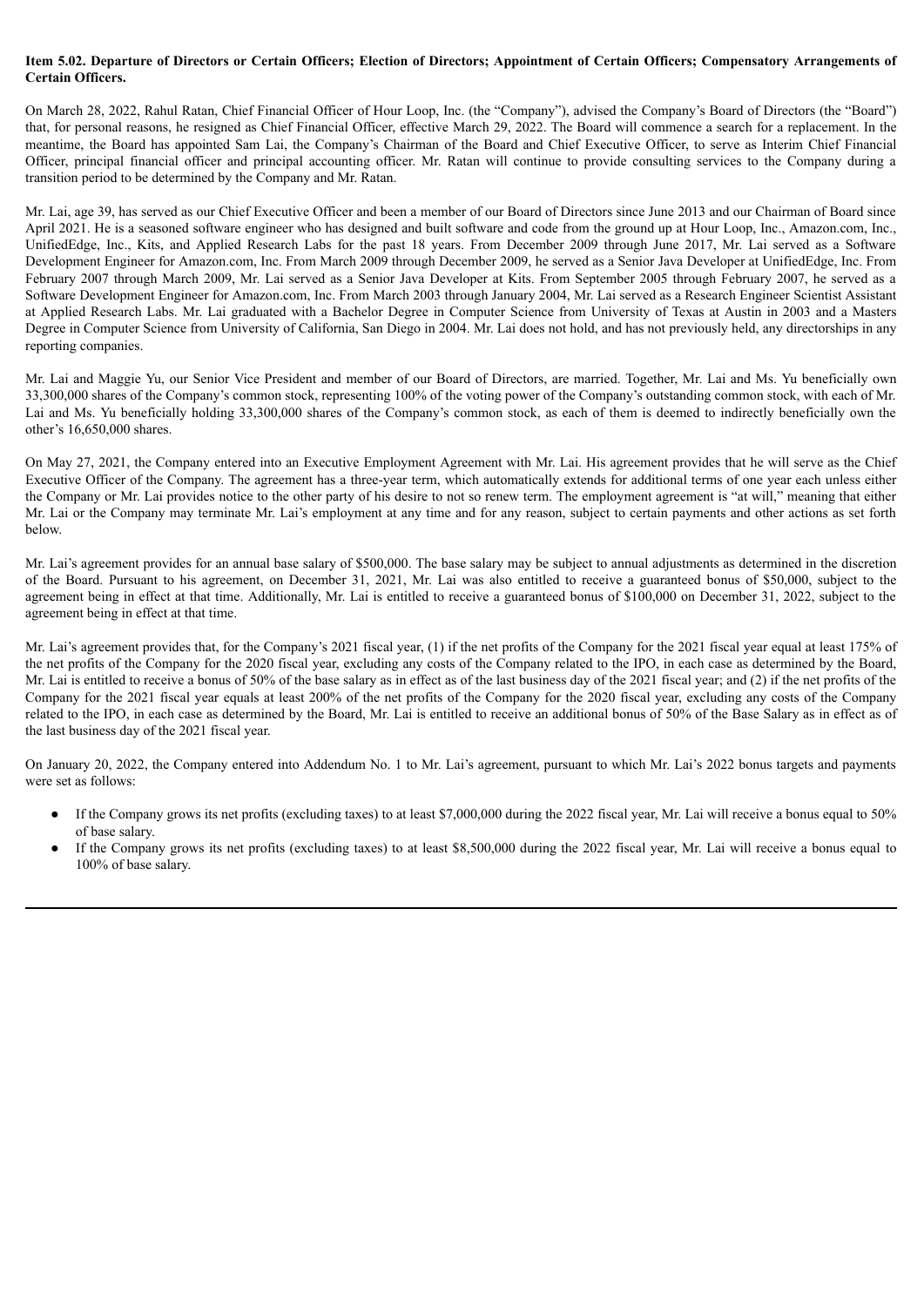**Item 5.02. Departure of Directors or Certain Officers; Election of Directors; Appointment of Certain Officers; Compensatory Arrangements of Certain Officers.**

On March 28, 2022, Rahul Ratan, Chief Financial Officer of Hour Loop, Inc. (the "Company"), advised the Company's Board of Directors (the "Board") that, for personal reasons, he resigned as Chief Financial Officer, effective March 29, 2022. The Board will commence a search for a replacement. In the meantime, the Board has appointed Sam Lai, the Company's Chairman of the Board and Chief Executive Officer, to serve as Interim Chief Financial Officer, principal financial officer and principal accounting officer. Mr. Ratan will continue to provide consulting services to the Company during a transition period to be determined by the Company and Mr. Ratan.

Mr. Lai, age 39, has served as our Chief Executive Officer and been a member of our Board of Directors since June 2013 and our Chairman of Board since April 2021. He is a seasoned software engineer who has designed and built software and code from the ground up at Hour Loop, Inc., Amazon.com, Inc., UnifiedEdge, Inc., Kits, and Applied Research Labs for the past 18 years. From December 2009 through June 2017, Mr. Lai served as a Software Development Engineer for Amazon.com, Inc. From March 2009 through December 2009, he served as a Senior Java Developer at UnifiedEdge, Inc. From February 2007 through March 2009, Mr. Lai served as a Senior Java Developer at Kits. From September 2005 through February 2007, he served as a Software Development Engineer for Amazon.com, Inc. From March 2003 through January 2004, Mr. Lai served as a Research Engineer Scientist Assistant at Applied Research Labs. Mr. Lai graduated with a Bachelor Degree in Computer Science from University of Texas at Austin in 2003 and a Masters Degree in Computer Science from University of California, San Diego in 2004. Mr. Lai does not hold, and has not previously held, any directorships in any reporting companies.

Mr. Lai and Maggie Yu, our Senior Vice President and member of our Board of Directors, are married. Together, Mr. Lai and Ms. Yu beneficially own 33,300,000 shares of the Company's common stock, representing 100% of the voting power of the Company's outstanding common stock, with each of Mr. Lai and Ms. Yu beneficially holding 33,300,000 shares of the Company's common stock, as each of them is deemed to indirectly beneficially own the other's 16,650,000 shares.

On May 27, 2021, the Company entered into an Executive Employment Agreement with Mr. Lai. His agreement provides that he will serve as the Chief Executive Officer of the Company. The agreement has a three-year term, which automatically extends for additional terms of one year each unless either the Company or Mr. Lai provides notice to the other party of his desire to not so renew term. The employment agreement is "at will," meaning that either Mr. Lai or the Company may terminate Mr. Lai's employment at any time and for any reason, subject to certain payments and other actions as set forth below.

Mr. Lai's agreement provides for an annual base salary of $500,000. The base salary may be subject to annual adjustments as determined in the discretion of the Board. Pursuant to his agreement, on December 31, 2021, Mr. Lai was also entitled to receive a guaranteed bonus of $50,000, subject to the agreement being in effect at that time. Additionally, Mr. Lai is entitled to receive a guaranteed bonus of $100,000 on December 31, 2022, subject to the agreement being in effect at that time.

Mr. Lai's agreement provides that, for the Company's 2021 fiscal year, (1) if the net profits of the Company for the 2021 fiscal year equal at least 175% of the net profits of the Company for the 2020 fiscal year, excluding any costs of the Company related to the IPO, in each case as determined by the Board, Mr. Lai is entitled to receive a bonus of 50% of the base salary as in effect as of the last business day of the 2021 fiscal year; and (2) if the net profits of the Company for the 2021 fiscal year equals at least 200% of the net profits of the Company for the 2020 fiscal year, excluding any costs of the Company related to the IPO, in each case as determined by the Board, Mr. Lai is entitled to receive an additional bonus of 50% of the Base Salary as in effect as of the last business day of the 2021 fiscal year.

On January 20, 2022, the Company entered into Addendum No. 1 to Mr. Lai's agreement, pursuant to which Mr. Lai's 2022 bonus targets and payments were set as follows:

- If the Company grows its net profits (excluding taxes) to at least $7,000,000 during the 2022 fiscal year, Mr. Lai will receive a bonus equal to 50% of base salary.
- If the Company grows its net profits (excluding taxes) to at least $8,500,000 during the 2022 fiscal year, Mr. Lai will receive a bonus equal to 100% of base salary.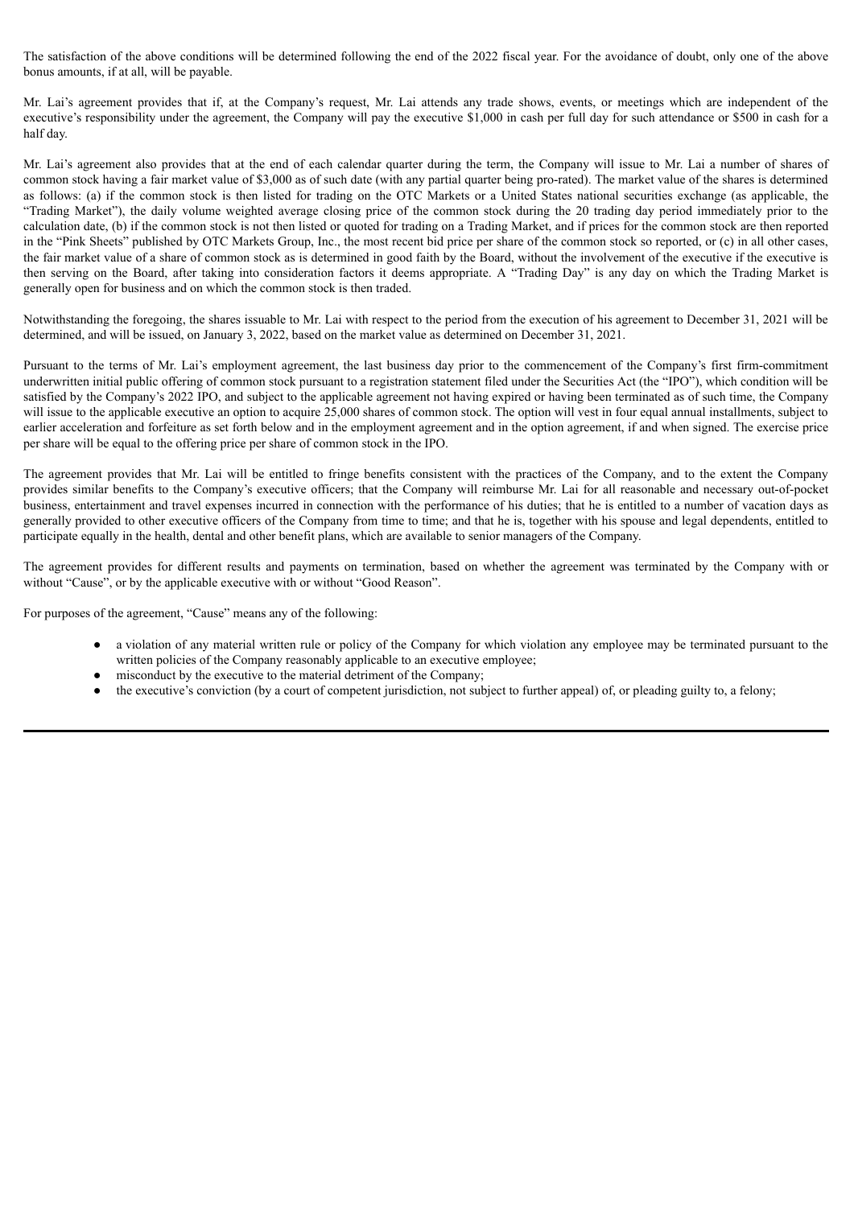The satisfaction of the above conditions will be determined following the end of the 2022 fiscal year. For the avoidance of doubt, only one of the above bonus amounts, if at all, will be payable.

Mr. Lai's agreement provides that if, at the Company's request, Mr. Lai attends any trade shows, events, or meetings which are independent of the executive's responsibility under the agreement, the Company will pay the executive $1,000 in cash per full day for such attendance or $500 in cash for a half day.

Mr. Lai's agreement also provides that at the end of each calendar quarter during the term, the Company will issue to Mr. Lai a number of shares of common stock having a fair market value of $3,000 as of such date (with any partial quarter being pro-rated). The market value of the shares is determined as follows: (a) if the common stock is then listed for trading on the OTC Markets or a United States national securities exchange (as applicable, the "Trading Market"), the daily volume weighted average closing price of the common stock during the 20 trading day period immediately prior to the calculation date, (b) if the common stock is not then listed or quoted for trading on a Trading Market, and if prices for the common stock are then reported in the "Pink Sheets" published by OTC Markets Group, Inc., the most recent bid price per share of the common stock so reported, or (c) in all other cases, the fair market value of a share of common stock as is determined in good faith by the Board, without the involvement of the executive if the executive is then serving on the Board, after taking into consideration factors it deems appropriate. A "Trading Day" is any day on which the Trading Market is generally open for business and on which the common stock is then traded.

Notwithstanding the foregoing, the shares issuable to Mr. Lai with respect to the period from the execution of his agreement to December 31, 2021 will be determined, and will be issued, on January 3, 2022, based on the market value as determined on December 31, 2021.

Pursuant to the terms of Mr. Lai's employment agreement, the last business day prior to the commencement of the Company's first firm-commitment underwritten initial public offering of common stock pursuant to a registration statement filed under the Securities Act (the "IPO"), which condition will be satisfied by the Company's 2022 IPO, and subject to the applicable agreement not having expired or having been terminated as of such time, the Company will issue to the applicable executive an option to acquire 25,000 shares of common stock. The option will vest in four equal annual installments, subject to earlier acceleration and forfeiture as set forth below and in the employment agreement and in the option agreement, if and when signed. The exercise price per share will be equal to the offering price per share of common stock in the IPO.

The agreement provides that Mr. Lai will be entitled to fringe benefits consistent with the practices of the Company, and to the extent the Company provides similar benefits to the Company's executive officers; that the Company will reimburse Mr. Lai for all reasonable and necessary out-of-pocket business, entertainment and travel expenses incurred in connection with the performance of his duties; that he is entitled to a number of vacation days as generally provided to other executive officers of the Company from time to time; and that he is, together with his spouse and legal dependents, entitled to participate equally in the health, dental and other benefit plans, which are available to senior managers of the Company.

The agreement provides for different results and payments on termination, based on whether the agreement was terminated by the Company with or without "Cause", or by the applicable executive with or without "Good Reason".

For purposes of the agreement, "Cause" means any of the following:

- a violation of any material written rule or policy of the Company for which violation any employee may be terminated pursuant to the written policies of the Company reasonably applicable to an executive employee;
- misconduct by the executive to the material detriment of the Company;
- the executive's conviction (by a court of competent jurisdiction, not subject to further appeal) of, or pleading guilty to, a felony;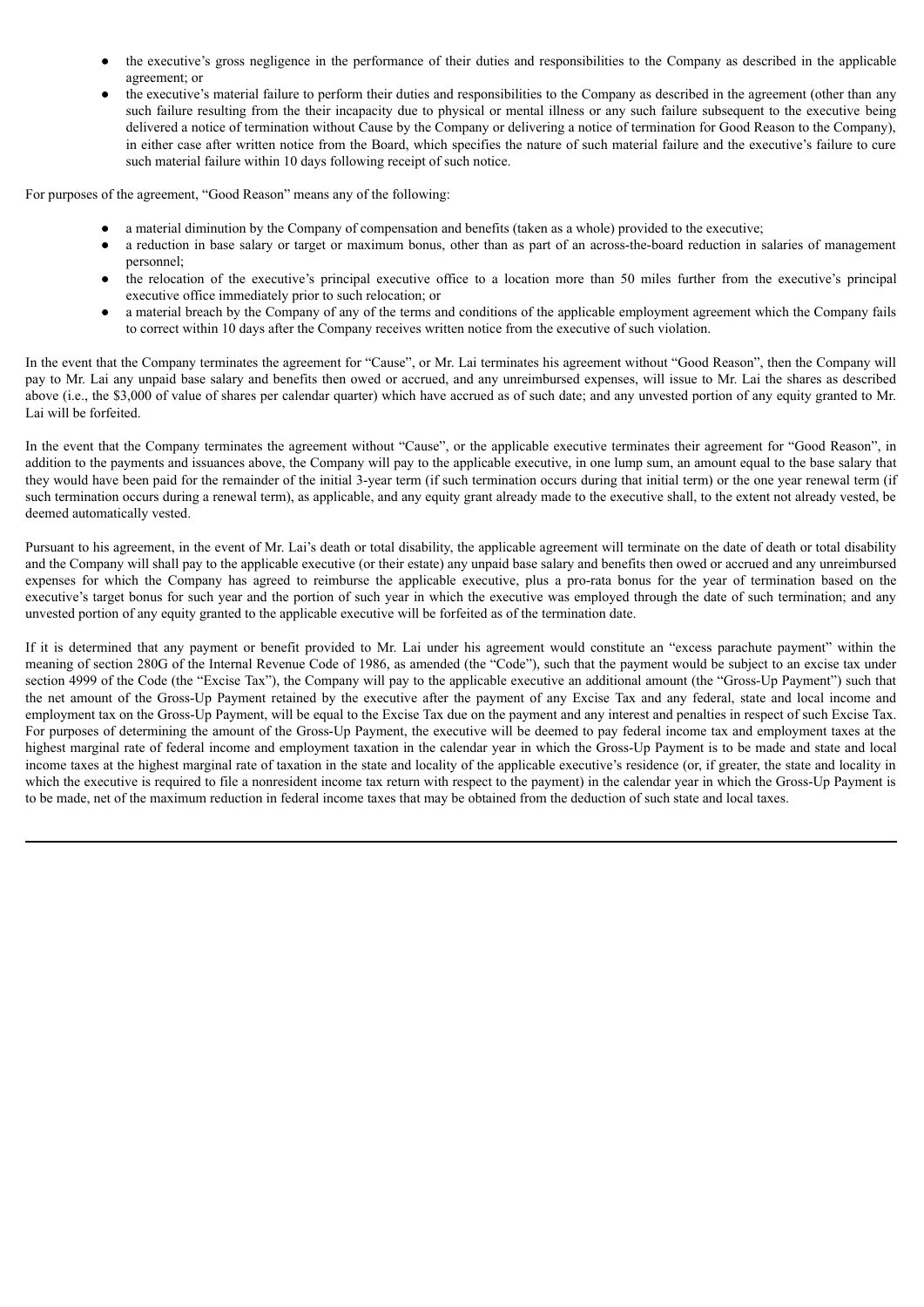- the executive's gross negligence in the performance of their duties and responsibilities to the Company as described in the applicable agreement; or
- the executive's material failure to perform their duties and responsibilities to the Company as described in the agreement (other than any such failure resulting from the their incapacity due to physical or mental illness or any such failure subsequent to the executive being delivered a notice of termination without Cause by the Company or delivering a notice of termination for Good Reason to the Company), in either case after written notice from the Board, which specifies the nature of such material failure and the executive's failure to cure such material failure within 10 days following receipt of such notice.

For purposes of the agreement, "Good Reason" means any of the following:

- a material diminution by the Company of compensation and benefits (taken as a whole) provided to the executive;
- a reduction in base salary or target or maximum bonus, other than as part of an across-the-board reduction in salaries of management personnel;
- the relocation of the executive's principal executive office to a location more than 50 miles further from the executive's principal executive office immediately prior to such relocation; or
- a material breach by the Company of any of the terms and conditions of the applicable employment agreement which the Company fails to correct within 10 days after the Company receives written notice from the executive of such violation.

In the event that the Company terminates the agreement for "Cause", or Mr. Lai terminates his agreement without "Good Reason", then the Company will pay to Mr. Lai any unpaid base salary and benefits then owed or accrued, and any unreimbursed expenses, will issue to Mr. Lai the shares as described above (i.e., the $3,000 of value of shares per calendar quarter) which have accrued as of such date; and any unvested portion of any equity granted to Mr. Lai will be forfeited.

In the event that the Company terminates the agreement without "Cause", or the applicable executive terminates their agreement for "Good Reason", in addition to the payments and issuances above, the Company will pay to the applicable executive, in one lump sum, an amount equal to the base salary that they would have been paid for the remainder of the initial 3-year term (if such termination occurs during that initial term) or the one year renewal term (if such termination occurs during a renewal term), as applicable, and any equity grant already made to the executive shall, to the extent not already vested, be deemed automatically vested.

Pursuant to his agreement, in the event of Mr. Lai's death or total disability, the applicable agreement will terminate on the date of death or total disability and the Company will shall pay to the applicable executive (or their estate) any unpaid base salary and benefits then owed or accrued and any unreimbursed expenses for which the Company has agreed to reimburse the applicable executive, plus a pro-rata bonus for the year of termination based on the executive's target bonus for such year and the portion of such year in which the executive was employed through the date of such termination; and any unvested portion of any equity granted to the applicable executive will be forfeited as of the termination date.

If it is determined that any payment or benefit provided to Mr. Lai under his agreement would constitute an "excess parachute payment" within the meaning of section 280G of the Internal Revenue Code of 1986, as amended (the "Code"), such that the payment would be subject to an excise tax under section 4999 of the Code (the "Excise Tax"), the Company will pay to the applicable executive an additional amount (the "Gross-Up Payment") such that the net amount of the Gross-Up Payment retained by the executive after the payment of any Excise Tax and any federal, state and local income and employment tax on the Gross-Up Payment, will be equal to the Excise Tax due on the payment and any interest and penalties in respect of such Excise Tax. For purposes of determining the amount of the Gross-Up Payment, the executive will be deemed to pay federal income tax and employment taxes at the highest marginal rate of federal income and employment taxation in the calendar year in which the Gross-Up Payment is to be made and state and local income taxes at the highest marginal rate of taxation in the state and locality of the applicable executive's residence (or, if greater, the state and locality in which the executive is required to file a nonresident income tax return with respect to the payment) in the calendar year in which the Gross-Up Payment is to be made, net of the maximum reduction in federal income taxes that may be obtained from the deduction of such state and local taxes.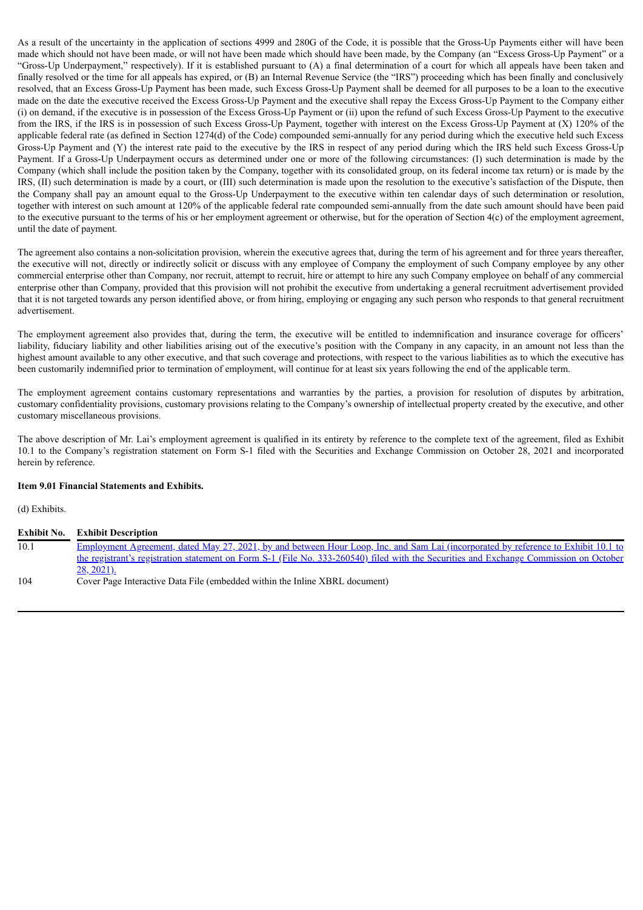As a result of the uncertainty in the application of sections 4999 and 280G of the Code, it is possible that the Gross-Up Payments either will have been made which should not have been made, or will not have been made which should have been made, by the Company (an "Excess Gross-Up Payment" or a "Gross-Up Underpayment," respectively). If it is established pursuant to (A) a final determination of a court for which all appeals have been taken and finally resolved or the time for all appeals has expired, or (B) an Internal Revenue Service (the "IRS") proceeding which has been finally and conclusively resolved, that an Excess Gross-Up Payment has been made, such Excess Gross-Up Payment shall be deemed for all purposes to be a loan to the executive made on the date the executive received the Excess Gross-Up Payment and the executive shall repay the Excess Gross-Up Payment to the Company either (i) on demand, if the executive is in possession of the Excess Gross-Up Payment or (ii) upon the refund of such Excess Gross-Up Payment to the executive from the IRS, if the IRS is in possession of such Excess Gross-Up Payment, together with interest on the Excess Gross-Up Payment at (X) 120% of the applicable federal rate (as defined in Section 1274(d) of the Code) compounded semi-annually for any period during which the executive held such Excess Gross-Up Payment and (Y) the interest rate paid to the executive by the IRS in respect of any period during which the IRS held such Excess Gross-Up Payment. If a Gross-Up Underpayment occurs as determined under one or more of the following circumstances: (I) such determination is made by the Company (which shall include the position taken by the Company, together with its consolidated group, on its federal income tax return) or is made by the IRS, (II) such determination is made by a court, or (III) such determination is made upon the resolution to the executive's satisfaction of the Dispute, then the Company shall pay an amount equal to the Gross-Up Underpayment to the executive within ten calendar days of such determination or resolution, together with interest on such amount at 120% of the applicable federal rate compounded semi-annually from the date such amount should have been paid to the executive pursuant to the terms of his or her employment agreement or otherwise, but for the operation of Section 4(c) of the employment agreement, until the date of payment.

The agreement also contains a non-solicitation provision, wherein the executive agrees that, during the term of his agreement and for three years thereafter, the executive will not, directly or indirectly solicit or discuss with any employee of Company the employment of such Company employee by any other commercial enterprise other than Company, nor recruit, attempt to recruit, hire or attempt to hire any such Company employee on behalf of any commercial enterprise other than Company, provided that this provision will not prohibit the executive from undertaking a general recruitment advertisement provided that it is not targeted towards any person identified above, or from hiring, employing or engaging any such person who responds to that general recruitment advertisement.

The employment agreement also provides that, during the term, the executive will be entitled to indemnification and insurance coverage for officers' liability, fiduciary liability and other liabilities arising out of the executive's position with the Company in any capacity, in an amount not less than the highest amount available to any other executive, and that such coverage and protections, with respect to the various liabilities as to which the executive has been customarily indemnified prior to termination of employment, will continue for at least six years following the end of the applicable term.

The employment agreement contains customary representations and warranties by the parties, a provision for resolution of disputes by arbitration, customary confidentiality provisions, customary provisions relating to the Company's ownership of intellectual property created by the executive, and other customary miscellaneous provisions.

The above description of Mr. Lai's employment agreement is qualified in its entirety by reference to the complete text of the agreement, filed as Exhibit 10.1 to the Company's registration statement on Form S-1 filed with the Securities and Exchange Commission on October 28, 2021 and incorporated herein by reference.

**Item 9.01 Financial Statements and Exhibits.**

(d) Exhibits.

| Exhibit No. | Exhibit Description |
|---|---|
| 10.1 | Employment Agreement, dated May 27, 2021, by and between Hour Loop, Inc. and Sam Lai (incorporated by reference to Exhibit 10.1 to the registrant's registration statement on Form S-1 (File No. 333-260540) filed with the Securities and Exchange Commission on October 28, 2021). |
| 104 | Cover Page Interactive Data File (embedded within the Inline XBRL document) |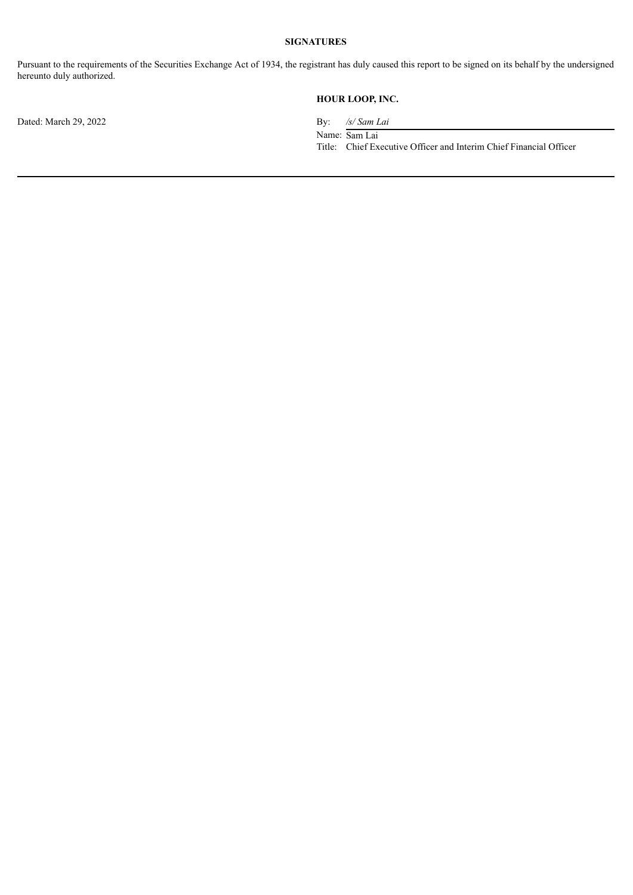**SIGNATURES**

Pursuant to the requirements of the Securities Exchange Act of 1934, the registrant has duly caused this report to be signed on its behalf by the undersigned hereunto duly authorized.

**HOUR LOOP, INC.**

| | |
|---|---|
| Dated: March 29, 2022 | By: */s/ Sam Lai* |
| | Name: Sam Lai |
| | Title: Chief Executive Officer and Interim Chief Financial Officer |